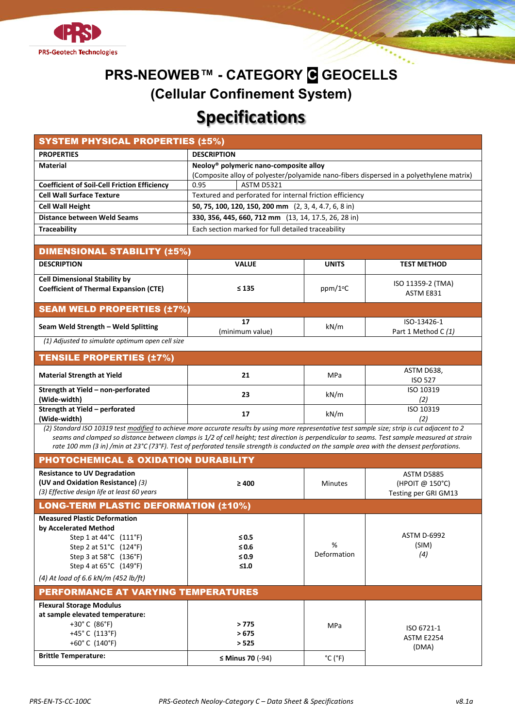PRS-Geotech Technologies

# PRS-NEOWEB™ - CATEGORY C GEOCELLS

## (Cellular Confinement System)

## Specifications

| SYSTEM PHYSICAL PROPERTIES (±5%) | | |
|---|---|---|
| **PROPERTIES** | **DESCRIPTION** | |
| **Material** | **Neoloy® polymeric nano-composite alloy** (Composite alloy of polyester/polyamide nano-fibers dispersed in a polyethylene matrix) | |
| **Coefficient of Soil-Cell Friction Efficiency** | 0.95 | ASTM D5321 |
| **Cell Wall Surface Texture** | Textured and perforated for internal friction efficiency | |
| **Cell Wall Height** | **50, 75, 100, 120, 150, 200 mm** (2, 3, 4, 4.7, 6, 8 in) | |
| **Distance between Weld Seams** | **330, 356, 445, 660, 712 mm** (13, 14, 17.5, 26, 28 in) | |
| **Traceability** | Each section marked for full detailed traceability | |

| DIMENSIONAL STABILITY (±5%) | | | |
|---|---|---|---|
| **DESCRIPTION** | **VALUE** | **UNITS** | **TEST METHOD** |
| **Cell Dimensional Stability by Coefficient of Thermal Expansion (CTE)** | ≤ 135 | ppm/1°C | ISO 11359-2 (TMA) ASTM E831 |
| **SEAM WELD PROPERTIES (±7%)** | | | |
| **Seam Weld Strength – Weld Splitting** | 17 (minimum value) | kN/m | ISO-13426-1 Part 1 Method C *(1)* |
| *(1) Adjusted to simulate optimum open cell size* | | | |
| **TENSILE PROPERTIES (±7%)** | | | |
| **Material Strength at Yield** | 21 | MPa | ASTM D638, ISO 527 |
| **Strength at Yield – non-perforated (Wide-width)** | 23 | kN/m | ISO 10319 *(2)* |
| **Strength at Yield – perforated (Wide-width)** | 17 | kN/m | ISO 10319 *(2)* |
| *(2) Standard ISO 10319 test modified to achieve more accurate results by using more representative test sample size; strip is cut adjacent to 2 seams and clamped so distance between clamps is 1/2 of cell height; test direction is perpendicular to seams. Test sample measured at strain rate 100 mm (3 in) /min at 23°C (73°F). Test of perforated tensile strength is conducted on the sample area with the densest perforations.* | | | |
| **PHOTOCHEMICAL & OXIDATION DURABILITY** | | | |
| **Resistance to UV Degradation (UV and Oxidation Resistance)** *(3)*<br>*(3) Effective design life at least 60 years* | ≥ 400 | Minutes | ASTM D5885 (HPOIT @ 150°C) Testing per GRI GM13 |
| **LONG-TERM PLASTIC DEFORMATION (±10%)** | | | |
| **Measured Plastic Deformation by Accelerated Method**<br>Step 1 at 44°C (111°F)<br>Step 2 at 51°C (124°F)<br>Step 3 at 58°C (136°F)<br>Step 4 at 65°C (149°F)<br>*(4) At load of 6.6 kN/m (452 lb/ft)* | <br><br>≤ 0.5<br>≤ 0.6<br>≤ 0.9<br>≤1.0 | % Deformation | ASTM D-6992 (SIM) *(4)* |
| **PERFORMANCE AT VARYING TEMPERATURES** | | | |
| **Flexural Storage Modulus at sample elevated temperature:**<br>+30° C (86°F)<br>+45° C (113°F)<br>+60° C (140°F) | <br><br>> 775<br>> 675<br>> 525 | MPa | ISO 6721-1 ASTM E2254 (DMA) |
| **Brittle Temperature:** | ≤ Minus 70 (-94) | °C (°F) | |

PRS-EN-TS-CC-100C PRS-Geotech Neoloy-Category C – Data Sheet & Specifications v8.1a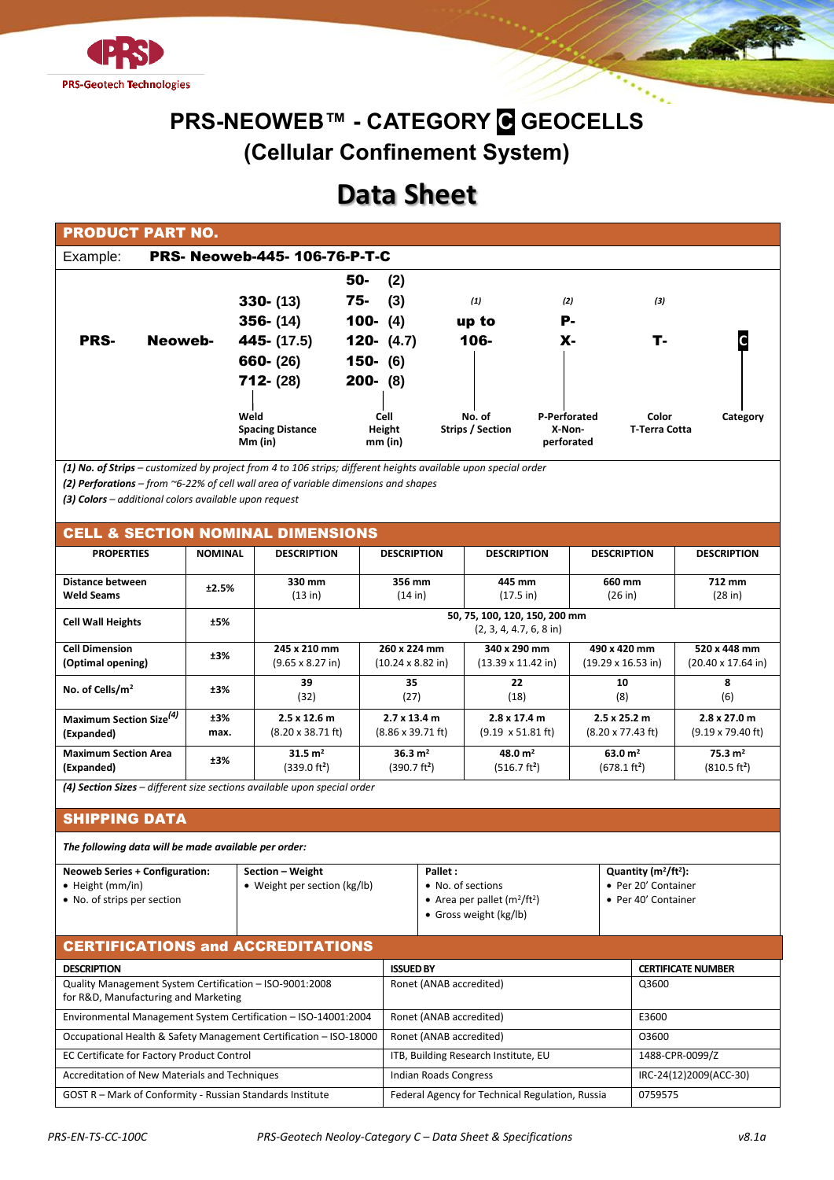PRS-Geotech Technologies

# PRS-NEOWEB™ - CATEGORY C GEOCELLS
## (Cellular Confinement System)

# Data Sheet

## PRODUCT PART NO.

Example: **PRS- Neoweb-445- 106-76-P-T-C**

| | | | | | | | |
|---|---|---|---|---|---|---|---|
| **PRS-** | **Neoweb-** | **330- (13)**<br>**356- (14)**<br>**445- (17.5)**<br>**660- (26)**<br>**712- (28)** | **50- (2)**<br>**75- (3)**<br>**100- (4)**<br>**120- (4.7)**<br>**150- (6)**<br>**200- (8)** | *(1)*<br>**up to**<br>**106-** | *(2)*<br>**P-**<br>**X-** | *(3)*<br>**T-** | **C** |
| | | **Weld Spacing Distance Mm (in)** | **Cell Height mm (in)** | **No. of Strips / Section** | **P-Perforated X-Non-perforated** | **Color T-Terra Cotta** | **Category** |

***(1) No. of Strips*** *– customized by project from 4 to 106 strips; different heights available upon special order*
***(2) Perforations*** *– from ~6-22% of cell wall area of variable dimensions and shapes*
***(3) Colors*** *– additional colors available upon request*

## CELL & SECTION NOMINAL DIMENSIONS

| PROPERTIES | NOMINAL | DESCRIPTION | DESCRIPTION | DESCRIPTION | DESCRIPTION | DESCRIPTION |
|---|---|---|---|---|---|---|
| **Distance between Weld Seams** | **±2.5%** | **330 mm** (13 in) | **356 mm** (14 in) | **445 mm** (17.5 in) | **660 mm** (26 in) | **712 mm** (28 in) |
| **Cell Wall Heights** | **±5%** | **50, 75, 100, 120, 150, 200 mm** (2, 3, 4, 4.7, 6, 8 in) | | | | |
| **Cell Dimension (Optimal opening)** | **±3%** | **245 x 210 mm** (9.65 x 8.27 in) | **260 x 224 mm** (10.24 x 8.82 in) | **340 x 290 mm** (13.39 x 11.42 in) | **490 x 420 mm** (19.29 x 16.53 in) | **520 x 448 mm** (20.40 x 17.64 in) |
| **No. of Cells/m²** | **±3%** | **39** (32) | **35** (27) | **22** (18) | **10** (8) | **8** (6) |
| **Maximum Section Size[(4)] (Expanded)** | **±3% max.** | **2.5 x 12.6 m** (8.20 x 38.71 ft) | **2.7 x 13.4 m** (8.86 x 39.71 ft) | **2.8 x 17.4 m** (9.19 x 51.81 ft) | **2.5 x 25.2 m** (8.20 x 77.43 ft) | **2.8 x 27.0 m** (9.19 x 79.40 ft) |
| **Maximum Section Area (Expanded)** | **±3%** | **31.5 m²** (339.0 ft²) | **36.3 m²** (390.7 ft²) | **48.0 m²** (516.7 ft²) | **63.0 m²** (678.1 ft²) | **75.3 m²** (810.5 ft²) |

***(4) Section Sizes*** *– different size sections available upon special order*

## SHIPPING DATA

***The following data will be made available per order:***

| **Neoweb Series + Configuration:** | **Section – Weight** | **Pallet :** | **Quantity (m²/ft²):** |
|---|---|---|---|
| • Height (mm/in)<br>• No. of strips per section | • Weight per section (kg/lb) | • No. of sections<br>• Area per pallet (m²/ft²)<br>• Gross weight (kg/lb) | • Per 20' Container<br>• Per 40' Container |

## CERTIFICATIONS and ACCREDITATIONS

| DESCRIPTION | ISSUED BY | CERTIFICATE NUMBER |
|---|---|---|
| Quality Management System Certification – ISO-9001:2008 for R&D, Manufacturing and Marketing | Ronet (ANAB accredited) | Q3600 |
| Environmental Management System Certification – ISO-14001:2004 | Ronet (ANAB accredited) | E3600 |
| Occupational Health & Safety Management Certification – ISO-18000 | Ronet (ANAB accredited) | O3600 |
| EC Certificate for Factory Product Control | ITB, Building Research Institute, EU | 1488-CPR-0099/Z |
| Accreditation of New Materials and Techniques | Indian Roads Congress | IRC-24(12)2009(ACC-30) |
| GOST R – Mark of Conformity - Russian Standards Institute | Federal Agency for Technical Regulation, Russia | 0759575 |